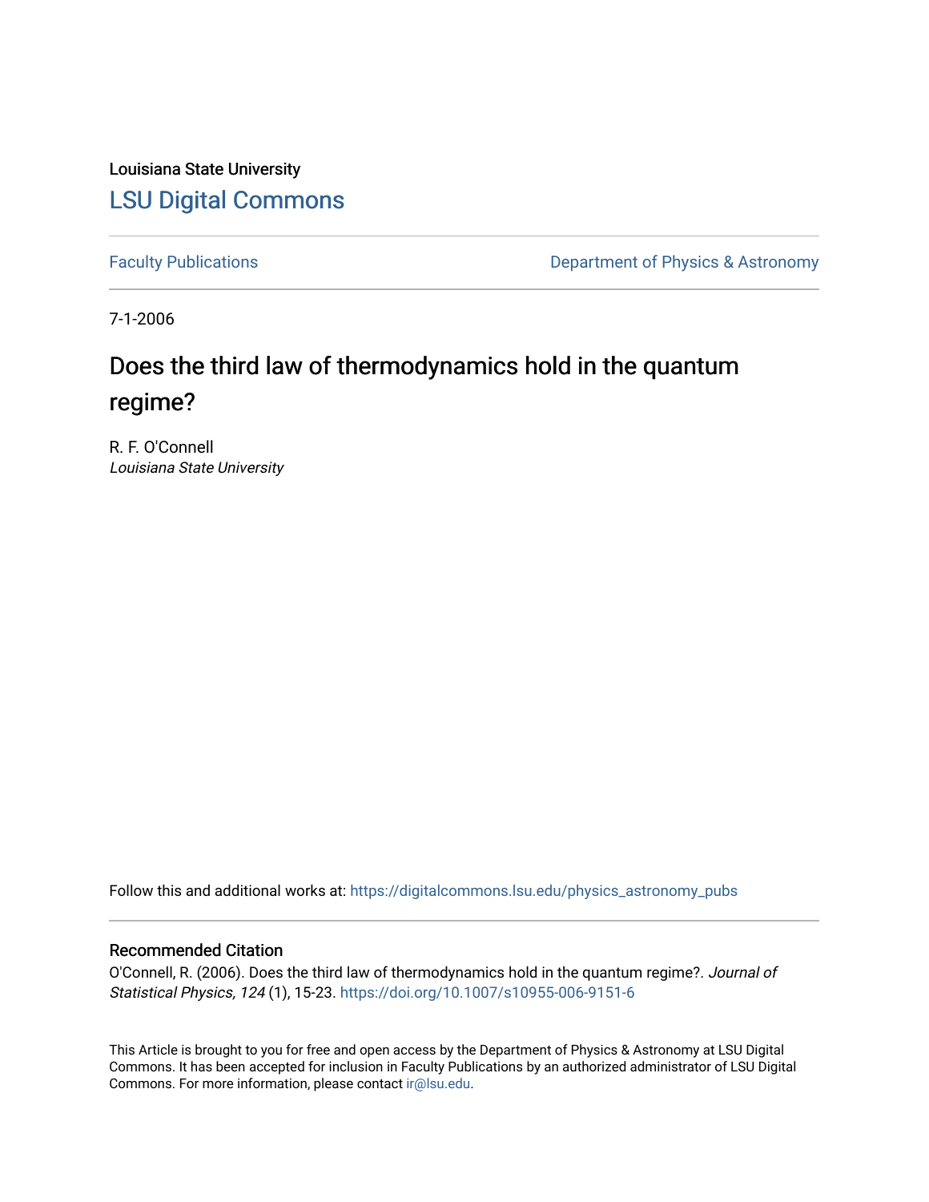Louisiana State University

LSU Digital Commons

Faculty Publications

Department of Physics & Astronomy

7-1-2006

# Does the third law of thermodynamics hold in the quantum regime?

R. F. O'Connell
*Louisiana State University*

Follow this and additional works at: https://digitalcommons.lsu.edu/physics_astronomy_pubs

## Recommended Citation

O'Connell, R. (2006). Does the third law of thermodynamics hold in the quantum regime?. *Journal of Statistical Physics, 124* (1), 15-23. https://doi.org/10.1007/s10955-006-9151-6

This Article is brought to you for free and open access by the Department of Physics & Astronomy at LSU Digital Commons. It has been accepted for inclusion in Faculty Publications by an authorized administrator of LSU Digital Commons. For more information, please contact ir@lsu.edu.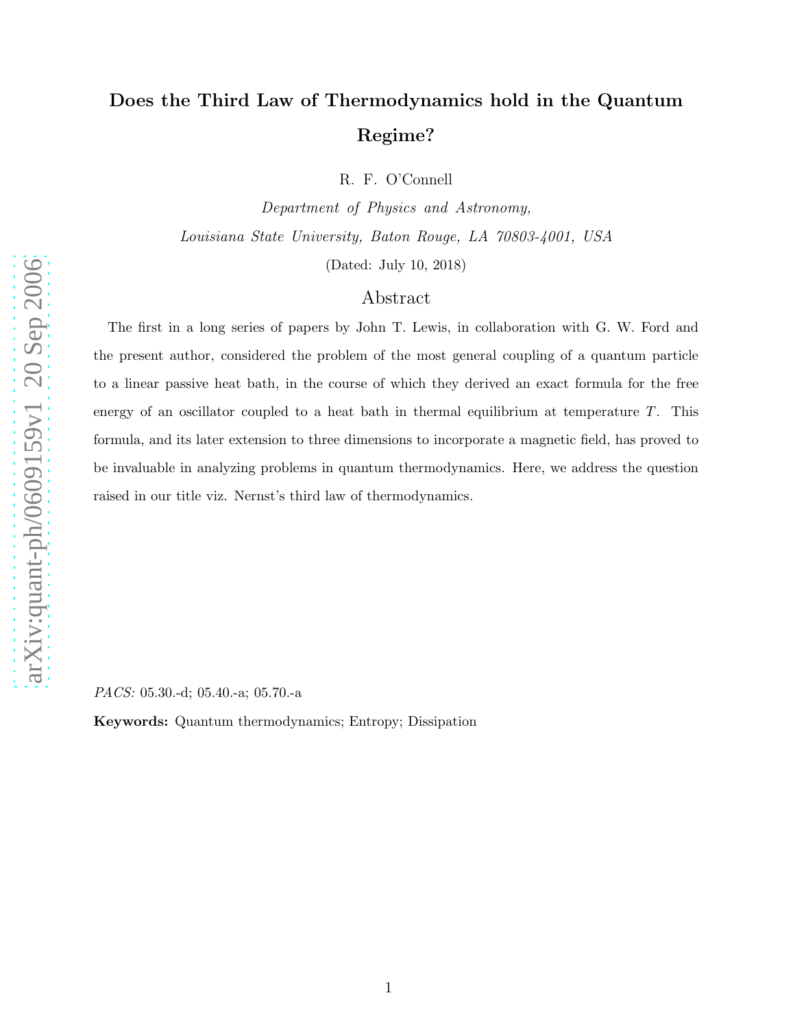# Does the Third Law of Thermodynamics hold in the Quantum Regime?

R. F. O'Connell

*Department of Physics and Astronomy,*

*Louisiana State University, Baton Rouge, LA 70803-4001, USA*

(Dated: July 10, 2018)

## Abstract

The first in a long series of papers by John T. Lewis, in collaboration with G. W. Ford and the present author, considered the problem of the most general coupling of a quantum particle to a linear passive heat bath, in the course of which they derived an exact formula for the free energy of an oscillator coupled to a heat bath in thermal equilibrium at temperature $T$. This formula, and its later extension to three dimensions to incorporate a magnetic field, has proved to be invaluable in analyzing problems in quantum thermodynamics. Here, we address the question raised in our title viz. Nernst's third law of thermodynamics.

*PACS:* 05.30.-d; 05.40.-a; 05.70.-a

**Keywords:** Quantum thermodynamics; Entropy; Dissipation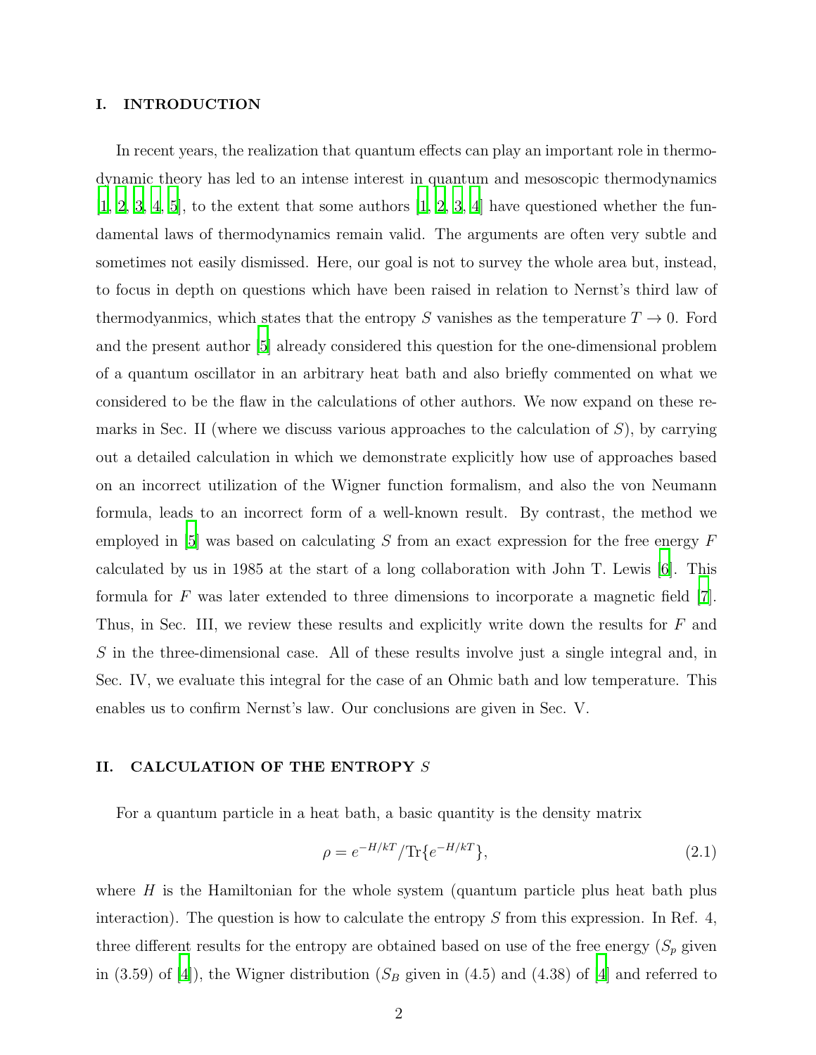## I. INTRODUCTION

In recent years, the realization that quantum effects can play an important role in thermodynamic theory has led to an intense interest in quantum and mesoscopic thermodynamics [1, 2, 3, 4, 5], to the extent that some authors [1, 2, 3, 4] have questioned whether the fundamental laws of thermodynamics remain valid. The arguments are often very subtle and sometimes not easily dismissed. Here, our goal is not to survey the whole area but, instead, to focus in depth on questions which have been raised in relation to Nernst's third law of thermodyanmics, which states that the entropy $S$ vanishes as the temperature $T \to 0$. Ford and the present author [5] already considered this question for the one-dimensional problem of a quantum oscillator in an arbitrary heat bath and also briefly commented on what we considered to be the flaw in the calculations of other authors. We now expand on these remarks in Sec. II (where we discuss various approaches to the calculation of $S$), by carrying out a detailed calculation in which we demonstrate explicitly how use of approaches based on an incorrect utilization of the Wigner function formalism, and also the von Neumann formula, leads to an incorrect form of a well-known result. By contrast, the method we employed in [5] was based on calculating $S$ from an exact expression for the free energy $F$ calculated by us in 1985 at the start of a long collaboration with John T. Lewis [6]. This formula for $F$ was later extended to three dimensions to incorporate a magnetic field [7]. Thus, in Sec. III, we review these results and explicitly write down the results for $F$ and $S$ in the three-dimensional case. All of these results involve just a single integral and, in Sec. IV, we evaluate this integral for the case of an Ohmic bath and low temperature. This enables us to confirm Nernst's law. Our conclusions are given in Sec. V.

## II. CALCULATION OF THE ENTROPY $S$

For a quantum particle in a heat bath, a basic quantity is the density matrix

$$\rho = e^{-H/kT}/\mathrm{Tr}\{e^{-H/kT}\}, \tag{2.1}$$

where $H$ is the Hamiltonian for the whole system (quantum particle plus heat bath plus interaction). The question is how to calculate the entropy $S$ from this expression. In Ref. 4, three different results for the entropy are obtained based on use of the free energy ($S_p$ given in (3.59) of [4]), the Wigner distribution ($S_B$ given in (4.5) and (4.38) of [4] and referred to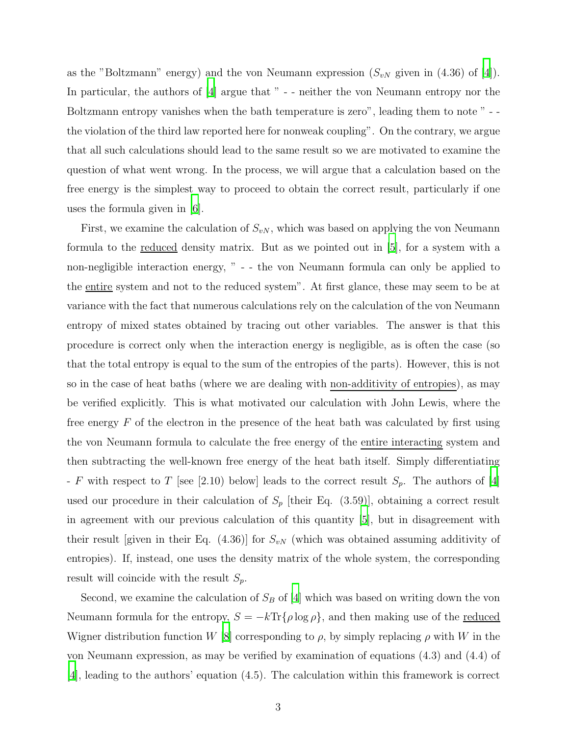as the "Boltzmann" energy) and the von Neumann expression ($S_{vN}$ given in (4.36) of [4]). In particular, the authors of [4] argue that " - - neither the von Neumann entropy nor the Boltzmann entropy vanishes when the bath temperature is zero", leading them to note " - - the violation of the third law reported here for nonweak coupling". On the contrary, we argue that all such calculations should lead to the same result so we are motivated to examine the question of what went wrong. In the process, we will argue that a calculation based on the free energy is the simplest way to proceed to obtain the correct result, particularly if one uses the formula given in [6].

First, we examine the calculation of $S_{vN}$, which was based on applying the von Neumann formula to the <u>reduced</u> density matrix. But as we pointed out in [5], for a system with a non-negligible interaction energy, " - - the von Neumann formula can only be applied to the <u>entire</u> system and not to the reduced system". At first glance, these may seem to be at variance with the fact that numerous calculations rely on the calculation of the von Neumann entropy of mixed states obtained by tracing out other variables. The answer is that this procedure is correct only when the interaction energy is negligible, as is often the case (so that the total entropy is equal to the sum of the entropies of the parts). However, this is not so in the case of heat baths (where we are dealing with <u>non-additivity of entropies</u>), as may be verified explicitly. This is what motivated our calculation with John Lewis, where the free energy $F$ of the electron in the presence of the heat bath was calculated by first using the von Neumann formula to calculate the free energy of the <u>entire interacting</u> system and then subtracting the well-known free energy of the heat bath itself. Simply differentiating - $F$ with respect to $T$ [see [2.10) below] leads to the correct result $S_p$. The authors of [4] used our procedure in their calculation of $S_p$ [their Eq. (3.59)], obtaining a correct result in agreement with our previous calculation of this quantity [5], but in disagreement with their result [given in their Eq. (4.36)] for $S_{vN}$ (which was obtained assuming additivity of entropies). If, instead, one uses the density matrix of the whole system, the corresponding result will coincide with the result $S_p$.

Second, we examine the calculation of $S_B$ of [4] which was based on writing down the von Neumann formula for the entropy, $S = -k\text{Tr}\{\rho \log \rho\}$, and then making use of the <u>reduced</u> Wigner distribution function $W$ [8] corresponding to $\rho$, by simply replacing $\rho$ with $W$ in the von Neumann expression, as may be verified by examination of equations (4.3) and (4.4) of [4], leading to the authors' equation (4.5). The calculation within this framework is correct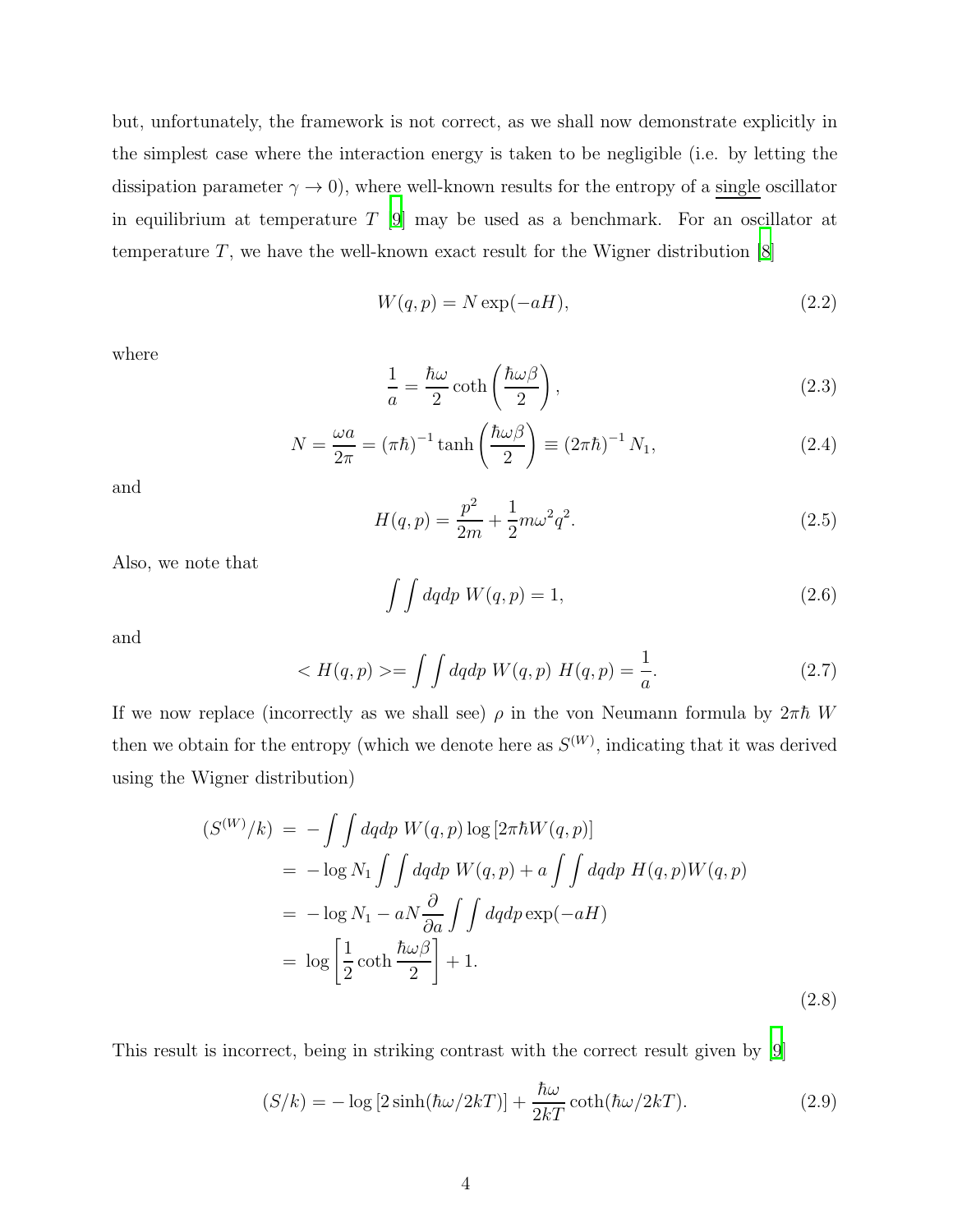but, unfortunately, the framework is not correct, as we shall now demonstrate explicitly in the simplest case where the interaction energy is taken to be negligible (i.e. by letting the dissipation parameter $\gamma \to 0$), where well-known results for the entropy of a single oscillator in equilibrium at temperature $T$ [9] may be used as a benchmark. For an oscillator at temperature $T$, we have the well-known exact result for the Wigner distribution [8]

$$W(q,p) = N \exp(-aH), \tag{2.2}$$

where

$$\frac{1}{a} = \frac{\hbar\omega}{2} \coth\left(\frac{\hbar\omega\beta}{2}\right), \tag{2.3}$$

$$N = \frac{\omega a}{2\pi} = (\pi\hbar)^{-1} \tanh\left(\frac{\hbar\omega\beta}{2}\right) \equiv (2\pi\hbar)^{-1} N_1, \tag{2.4}$$

and

$$H(q,p) = \frac{p^2}{2m} + \frac{1}{2} m\omega^2 q^2. \tag{2.5}$$

Also, we note that

$$\int\int dq dp \; W(q,p) = 1, \tag{2.6}$$

and

$$< H(q,p) > = \int\int dq dp \; W(q,p) \; H(q,p) = \frac{1}{a}. \tag{2.7}$$

If we now replace (incorrectly as we shall see) $\rho$ in the von Neumann formula by $2\pi\hbar \; W$ then we obtain for the entropy (which we denote here as $S^{(W)}$, indicating that it was derived using the Wigner distribution)

$$\begin{aligned}
(S^{(W)}/k) &= -\int\int dq dp \; W(q,p) \log\left[2\pi\hbar W(q,p)\right] \\
&= -\log N_1 \int\int dq dp \; W(q,p) + a \int\int dq dp \; H(q,p) W(q,p) \\
&= -\log N_1 - aN \frac{\partial}{\partial a} \int\int dq dp \exp(-aH) \\
&= \log\left[\frac{1}{2}\coth\frac{\hbar\omega\beta}{2}\right] + 1.
\end{aligned} \tag{2.8}$$

This result is incorrect, being in striking contrast with the correct result given by [9]

$$(S/k) = -\log\left[2\sinh(\hbar\omega/2kT)\right] + \frac{\hbar\omega}{2kT}\coth(\hbar\omega/2kT). \tag{2.9}$$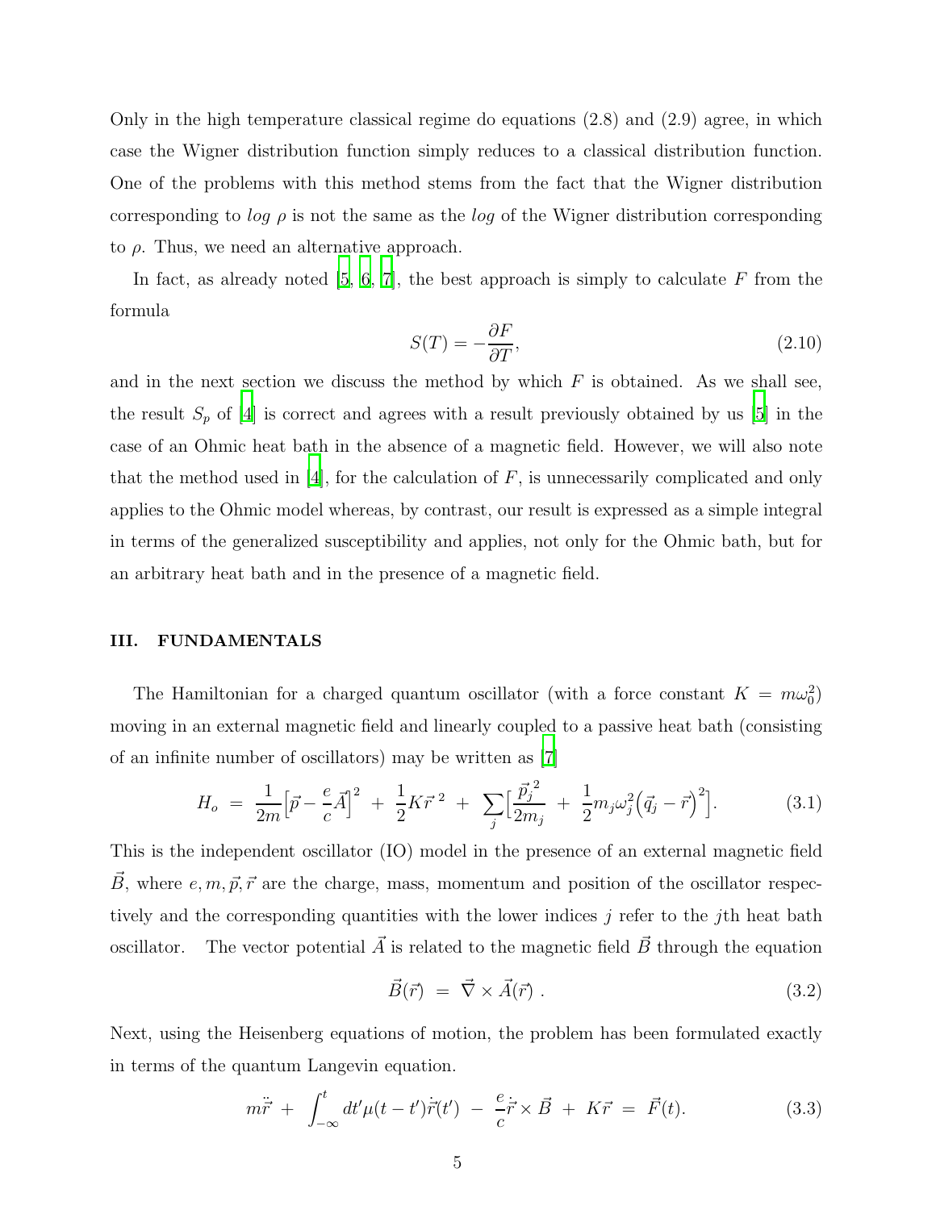Only in the high temperature classical regime do equations (2.8) and (2.9) agree, in which case the Wigner distribution function simply reduces to a classical distribution function. One of the problems with this method stems from the fact that the Wigner distribution corresponding to *log* $\rho$ is not the same as the *log* of the Wigner distribution corresponding to $\rho$. Thus, we need an alternative approach.

In fact, as already noted [5, 6, 7], the best approach is simply to calculate $F$ from the formula

$$S(T) = -\frac{\partial F}{\partial T}, \tag{2.10}$$

and in the next section we discuss the method by which $F$ is obtained. As we shall see, the result $S_p$ of [4] is correct and agrees with a result previously obtained by us [5] in the case of an Ohmic heat bath in the absence of a magnetic field. However, we will also note that the method used in [4], for the calculation of $F$, is unnecessarily complicated and only applies to the Ohmic model whereas, by contrast, our result is expressed as a simple integral in terms of the generalized susceptibility and applies, not only for the Ohmic bath, but for an arbitrary heat bath and in the presence of a magnetic field.

## III. FUNDAMENTALS

The Hamiltonian for a charged quantum oscillator (with a force constant $K = m\omega_0^2$) moving in an external magnetic field and linearly coupled to a passive heat bath (consisting of an infinite number of oscillators) may be written as [7]

$$H_o \;=\; \frac{1}{2m}\Big[\vec{p} - \frac{e}{c}\vec{A}\Big]^2 \;+\; \frac{1}{2}K\vec{r}^{\;2} \;+\; \sum_j \Big[\frac{\vec{p}_j^{\;2}}{2m_j} \;+\; \frac{1}{2}m_j\omega_j^2\Big(\vec{q}_j - \vec{r}\Big)^2\Big]. \tag{3.1}$$

This is the independent oscillator (IO) model in the presence of an external magnetic field $\vec{B}$, where $e, m, \vec{p}, \vec{r}$ are the charge, mass, momentum and position of the oscillator respectively and the corresponding quantities with the lower indices $j$ refer to the $j$th heat bath oscillator. The vector potential $\vec{A}$ is related to the magnetic field $\vec{B}$ through the equation

$$\vec{B}(\vec{r}) \;=\; \vec{\nabla} \times \vec{A}(\vec{r}) \;. \tag{3.2}$$

Next, using the Heisenberg equations of motion, the problem has been formulated exactly in terms of the quantum Langevin equation.

$$m\ddot{\vec{r}} \;+\; \int_{-\infty}^{t} dt' \mu(t-t')\dot{\vec{r}}(t') \;-\; \frac{e}{c}\dot{\vec{r}} \times \vec{B} \;+\; K\vec{r} \;=\; \vec{F}(t). \tag{3.3}$$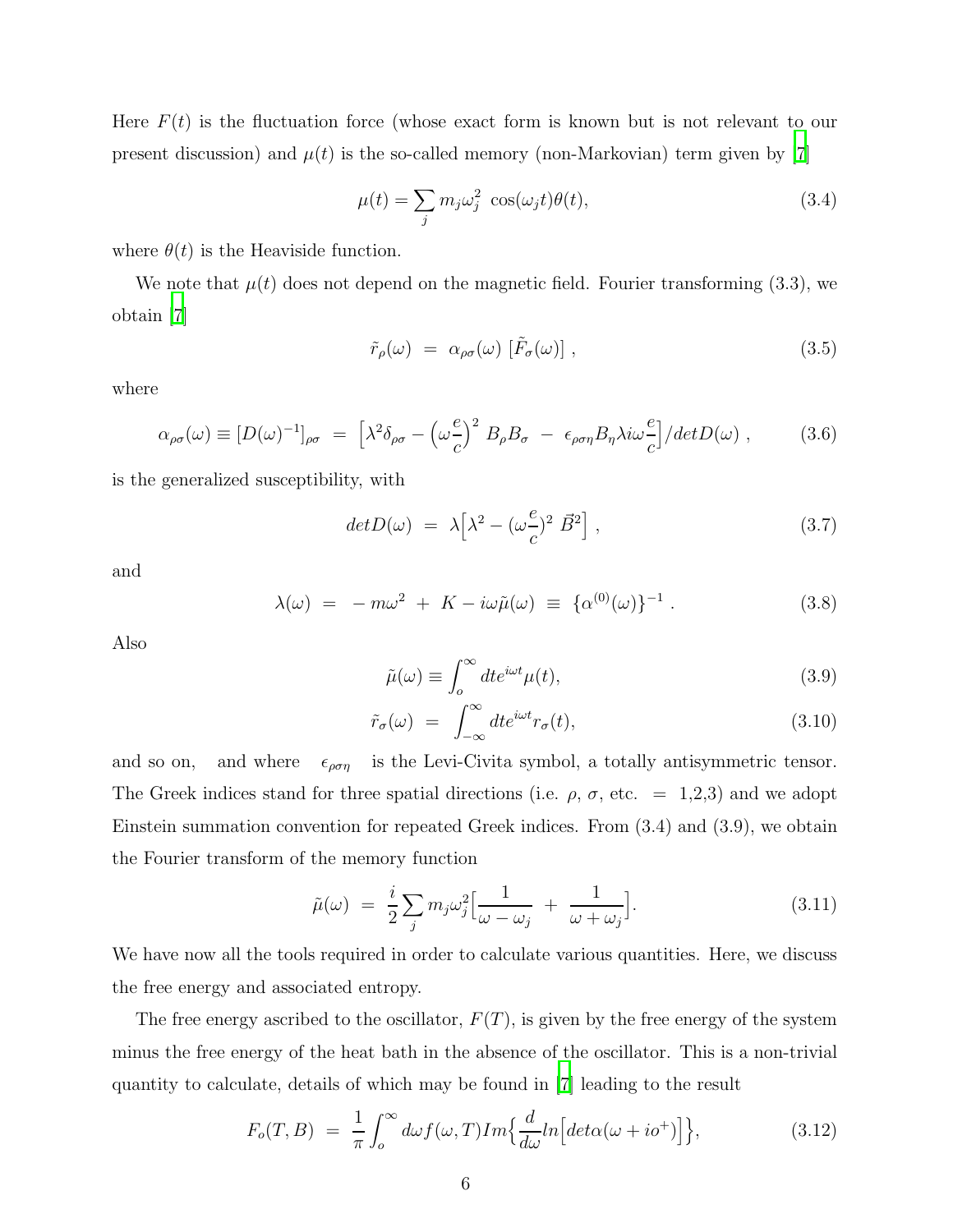Here $F(t)$ is the fluctuation force (whose exact form is known but is not relevant to our present discussion) and $\mu(t)$ is the so-called memory (non-Markovian) term given by [7]

$$\mu(t) = \sum_j m_j \omega_j^2 \ \cos(\omega_j t) \theta(t), \tag{3.4}$$

where $\theta(t)$ is the Heaviside function.

We note that $\mu(t)$ does not depend on the magnetic field. Fourier transforming (3.3), we obtain [7]

$$\tilde{r}_\rho(\omega) \ = \ \alpha_{\rho\sigma}(\omega) \ [\tilde{F}_\sigma(\omega)] \ , \tag{3.5}$$

where

$$\alpha_{\rho\sigma}(\omega) \equiv [D(\omega)^{-1}]_{\rho\sigma} \ = \ \Big[\lambda^2 \delta_{\rho\sigma} - \Big(\omega\frac{e}{c}\Big)^2 \ B_\rho B_\sigma \ - \ \epsilon_{\rho\sigma\eta} B_\eta \lambda i\omega \frac{e}{c}\Big]/detD(\omega) \ , \tag{3.6}$$

is the generalized susceptibility, with

$$detD(\omega) \ = \ \lambda\Big[\lambda^2 - (\omega\frac{e}{c})^2 \ \vec{B}^2\Big] \ , \tag{3.7}$$

and

$$\lambda(\omega) \ = \ -m\omega^2 \ + \ K - i\omega\tilde{\mu}(\omega) \ \equiv \ \{\alpha^{(0)}(\omega)\}^{-1} \ . \tag{3.8}$$

Also

$$\tilde{\mu}(\omega) \equiv \int_o^\infty dt e^{i\omega t} \mu(t), \tag{3.9}$$

$$\tilde{r}_\sigma(\omega) \ = \ \int_{-\infty}^\infty dt e^{i\omega t} r_\sigma(t), \tag{3.10}$$

and so on, and where $\epsilon_{\rho\sigma\eta}$ is the Levi-Civita symbol, a totally antisymmetric tensor. The Greek indices stand for three spatial directions (i.e. $\rho$, $\sigma$, etc. $=$ 1,2,3) and we adopt Einstein summation convention for repeated Greek indices. From (3.4) and (3.9), we obtain the Fourier transform of the memory function

$$\tilde{\mu}(\omega) \ = \ \frac{i}{2}\sum_j m_j \omega_j^2 \Big[\frac{1}{\omega - \omega_j} \ + \ \frac{1}{\omega + \omega_j}\Big]. \tag{3.11}$$

We have now all the tools required in order to calculate various quantities. Here, we discuss the free energy and associated entropy.

The free energy ascribed to the oscillator, $F(T)$, is given by the free energy of the system minus the free energy of the heat bath in the absence of the oscillator. This is a non-trivial quantity to calculate, details of which may be found in [7] leading to the result

$$F_o(T,B) \ = \ \frac{1}{\pi}\int_o^\infty d\omega f(\omega, T) Im\Big\{\frac{d}{d\omega} ln\Big[det\alpha(\omega + io^+)\Big]\Big\}, \tag{3.12}$$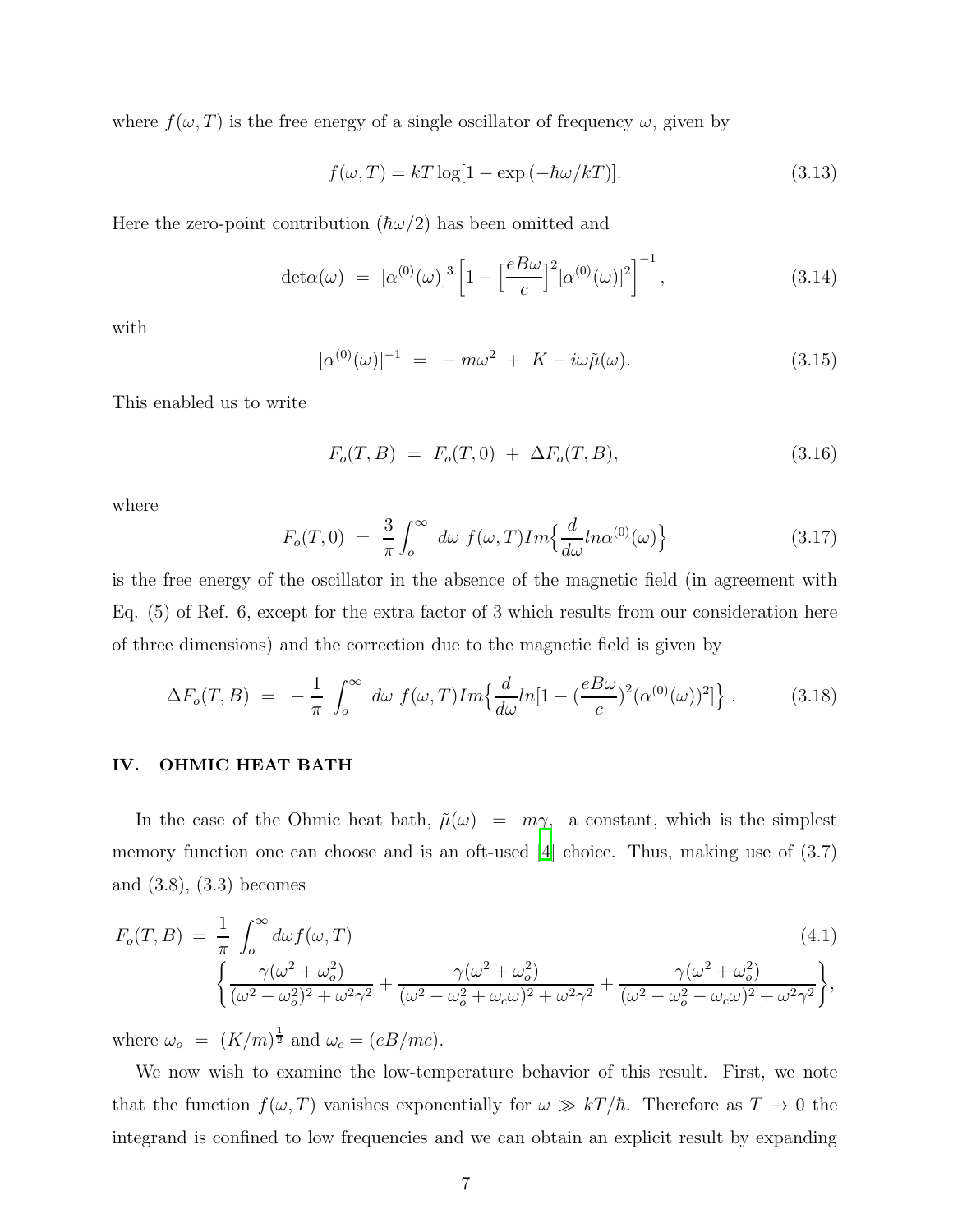where $f(\omega, T)$ is the free energy of a single oscillator of frequency $\omega$, given by

$$f(\omega, T) = kT \log[1 - \exp(-\hbar\omega/kT)]. \tag{3.13}$$

Here the zero-point contribution ($\hbar\omega/2$) has been omitted and

$$\det\alpha(\omega) \;=\; [\alpha^{(0)}(\omega)]^3 \Big[1 - \Big[\frac{eB\omega}{c}\Big]^2 [\alpha^{(0)}(\omega)]^2\Big]^{-1}, \tag{3.14}$$

with

$$[\alpha^{(0)}(\omega)]^{-1} \;=\; -m\omega^2 \;+\; K - i\omega\tilde{\mu}(\omega). \tag{3.15}$$

This enabled us to write

$$F_o(T, B) \;=\; F_o(T, 0) \;+\; \Delta F_o(T, B), \tag{3.16}$$

where

$$F_o(T, 0) \;=\; \frac{3}{\pi}\int_o^\infty \, d\omega \; f(\omega, T) Im\Big\{\frac{d}{d\omega} ln\alpha^{(0)}(\omega)\Big\} \tag{3.17}$$

is the free energy of the oscillator in the absence of the magnetic field (in agreement with Eq. (5) of Ref. 6, except for the extra factor of 3 which results from our consideration here of three dimensions) and the correction due to the magnetic field is given by

$$\Delta F_o(T, B) \;=\; -\frac{1}{\pi}\int_o^\infty \, d\omega \; f(\omega, T) Im\Big\{\frac{d}{d\omega} ln[1 - (\frac{eB\omega}{c})^2(\alpha^{(0)}(\omega))^2]\Big\}\,. \tag{3.18}$$

## IV. OHMIC HEAT BATH

In the case of the Ohmic heat bath, $\tilde{\mu}(\omega) \;=\; m\gamma$, a constant, which is the simplest memory function one can choose and is an oft-used [4] choice. Thus, making use of (3.7) and (3.8), (3.3) becomes

$$\begin{aligned} F_o(T, B) \;=\; &\frac{1}{\pi}\int_o^\infty d\omega f(\omega, T) \\ &\Big\{\frac{\gamma(\omega^2 + \omega_o^2)}{(\omega^2 - \omega_o^2)^2 + \omega^2\gamma^2} + \frac{\gamma(\omega^2 + \omega_o^2)}{(\omega^2 - \omega_o^2 + \omega_c\omega)^2 + \omega^2\gamma^2} + \frac{\gamma(\omega^2 + \omega_o^2)}{(\omega^2 - \omega_o^2 - \omega_c\omega)^2 + \omega^2\gamma^2}\Big\}, \end{aligned} \tag{4.1}$$

where $\omega_o \;=\; (K/m)^{\frac{1}{2}}$ and $\omega_c = (eB/mc)$.

We now wish to examine the low-temperature behavior of this result. First, we note that the function $f(\omega, T)$ vanishes exponentially for $\omega \gg kT/\hbar$. Therefore as $T \to 0$ the integrand is confined to low frequencies and we can obtain an explicit result by expanding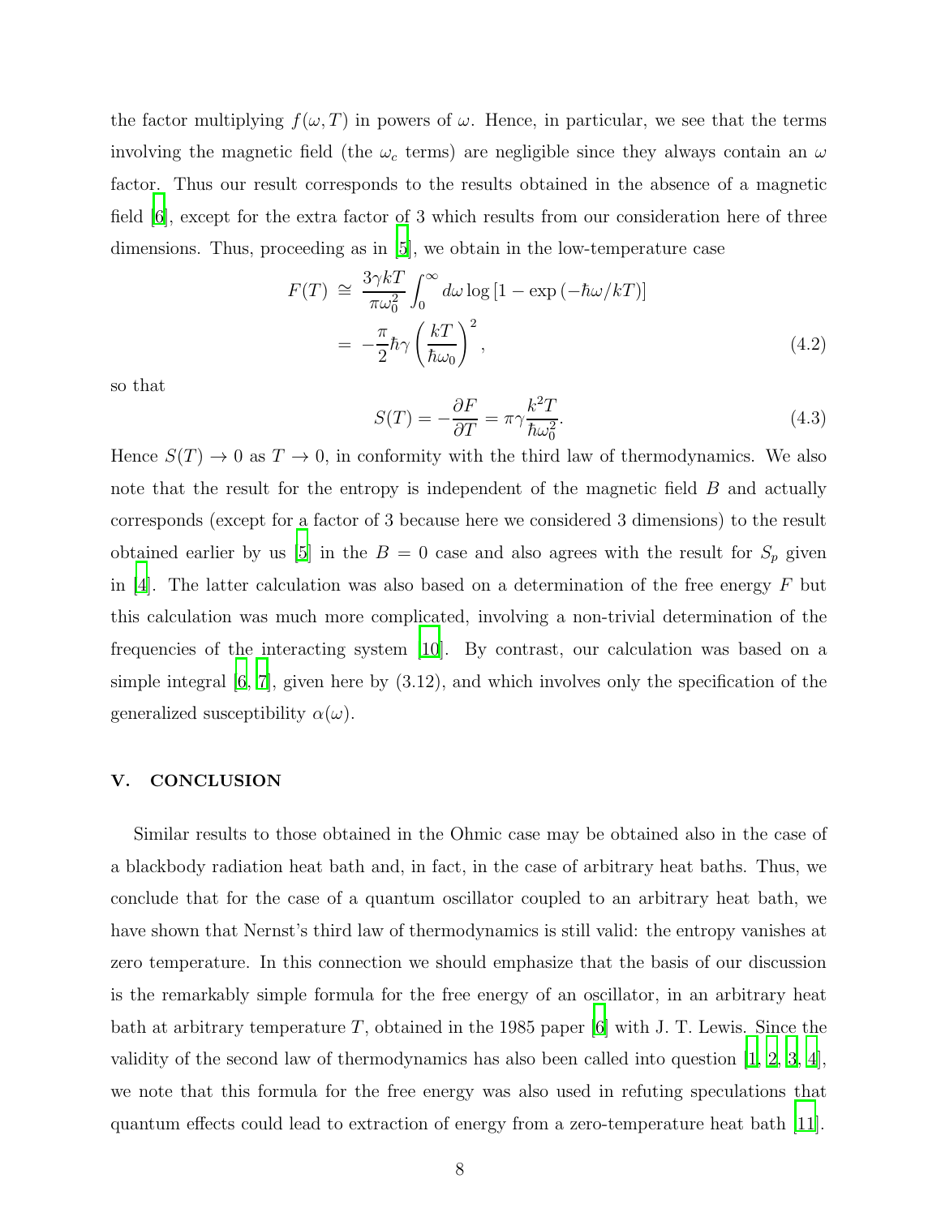the factor multiplying $f(\omega, T)$ in powers of $\omega$. Hence, in particular, we see that the terms involving the magnetic field (the $\omega_c$ terms) are negligible since they always contain an $\omega$ factor. Thus our result corresponds to the results obtained in the absence of a magnetic field [6], except for the extra factor of 3 which results from our consideration here of three dimensions. Thus, proceeding as in [5], we obtain in the low-temperature case

$$
\begin{aligned}
F(T) &\cong \frac{3\gamma kT}{\pi\omega_0^2}\int_0^\infty d\omega \log\left[1-\exp\left(-\hbar\omega/kT\right)\right] \\
&= -\frac{\pi}{2}\hbar\gamma\left(\frac{kT}{\hbar\omega_0}\right)^2, \qquad (4.2)
\end{aligned}
$$

so that

$$
S(T) = -\frac{\partial F}{\partial T} = \pi\gamma\frac{k^2 T}{\hbar\omega_0^2}. \qquad (4.3)
$$

Hence $S(T) \to 0$ as $T \to 0$, in conformity with the third law of thermodynamics. We also note that the result for the entropy is independent of the magnetic field $B$ and actually corresponds (except for a factor of 3 because here we considered 3 dimensions) to the result obtained earlier by us [5] in the $B = 0$ case and also agrees with the result for $S_p$ given in [4]. The latter calculation was also based on a determination of the free energy $F$ but this calculation was much more complicated, involving a non-trivial determination of the frequencies of the interacting system [10]. By contrast, our calculation was based on a simple integral [6, 7], given here by (3.12), and which involves only the specification of the generalized susceptibility $\alpha(\omega)$.

## V. CONCLUSION

Similar results to those obtained in the Ohmic case may be obtained also in the case of a blackbody radiation heat bath and, in fact, in the case of arbitrary heat baths. Thus, we conclude that for the case of a quantum oscillator coupled to an arbitrary heat bath, we have shown that Nernst's third law of thermodynamics is still valid: the entropy vanishes at zero temperature. In this connection we should emphasize that the basis of our discussion is the remarkably simple formula for the free energy of an oscillator, in an arbitrary heat bath at arbitrary temperature $T$, obtained in the 1985 paper [6] with J. T. Lewis. Since the validity of the second law of thermodynamics has also been called into question [1, 2, 3, 4], we note that this formula for the free energy was also used in refuting speculations that quantum effects could lead to extraction of energy from a zero-temperature heat bath [11].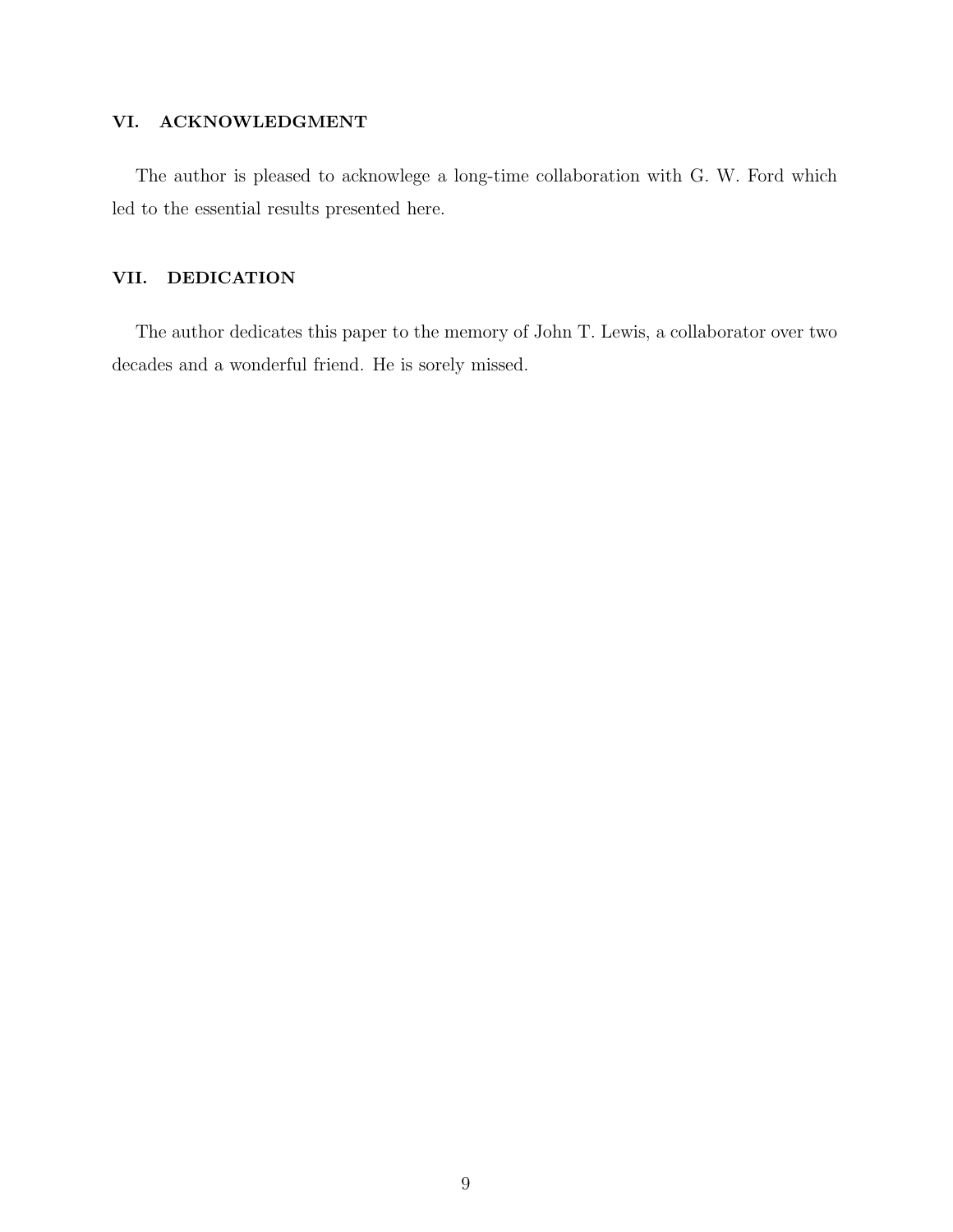## VI. ACKNOWLEDGMENT

The author is pleased to acknowlege a long-time collaboration with G. W. Ford which led to the essential results presented here.

## VII. DEDICATION

The author dedicates this paper to the memory of John T. Lewis, a collaborator over two decades and a wonderful friend. He is sorely missed.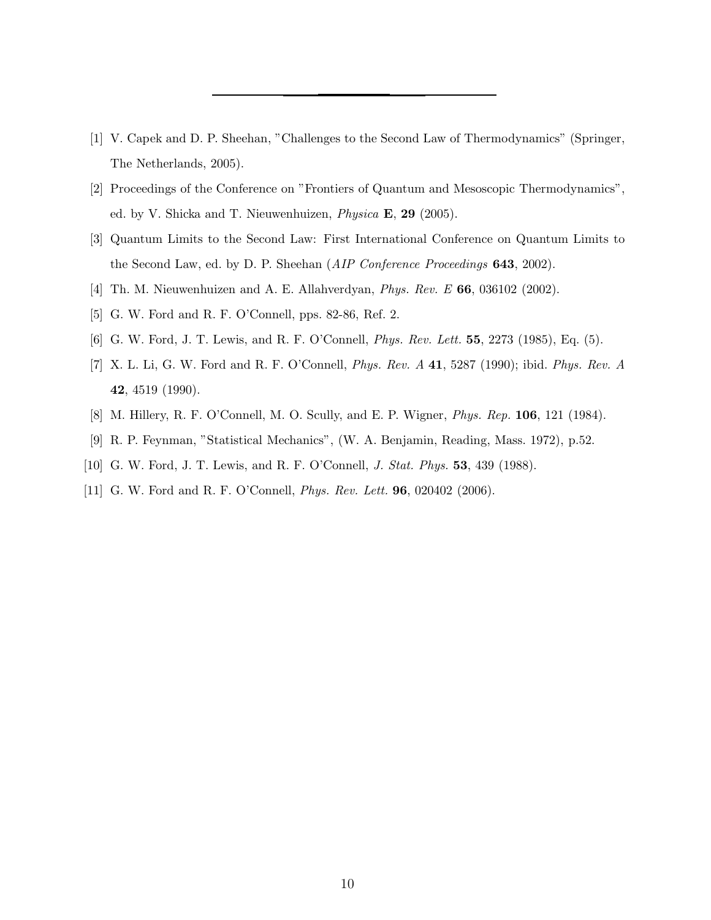[1] V. Capek and D. P. Sheehan, "Challenges to the Second Law of Thermodynamics" (Springer, The Netherlands, 2005).

[2] Proceedings of the Conference on "Frontiers of Quantum and Mesoscopic Thermodynamics", ed. by V. Shicka and T. Nieuwenhuizen, *Physica* **E**, **29** (2005).

[3] Quantum Limits to the Second Law: First International Conference on Quantum Limits to the Second Law, ed. by D. P. Sheehan (*AIP Conference Proceedings* **643**, 2002).

[4] Th. M. Nieuwenhuizen and A. E. Allahverdyan, *Phys. Rev. E* **66**, 036102 (2002).

[5] G. W. Ford and R. F. O'Connell, pps. 82-86, Ref. 2.

[6] G. W. Ford, J. T. Lewis, and R. F. O'Connell, *Phys. Rev. Lett.* **55**, 2273 (1985), Eq. (5).

[7] X. L. Li, G. W. Ford and R. F. O'Connell, *Phys. Rev. A* **41**, 5287 (1990); ibid. *Phys. Rev. A* **42**, 4519 (1990).

[8] M. Hillery, R. F. O'Connell, M. O. Scully, and E. P. Wigner, *Phys. Rep.* **106**, 121 (1984).

[9] R. P. Feynman, "Statistical Mechanics", (W. A. Benjamin, Reading, Mass. 1972), p.52.

[10] G. W. Ford, J. T. Lewis, and R. F. O'Connell, *J. Stat. Phys.* **53**, 439 (1988).

[11] G. W. Ford and R. F. O'Connell, *Phys. Rev. Lett.* **96**, 020402 (2006).